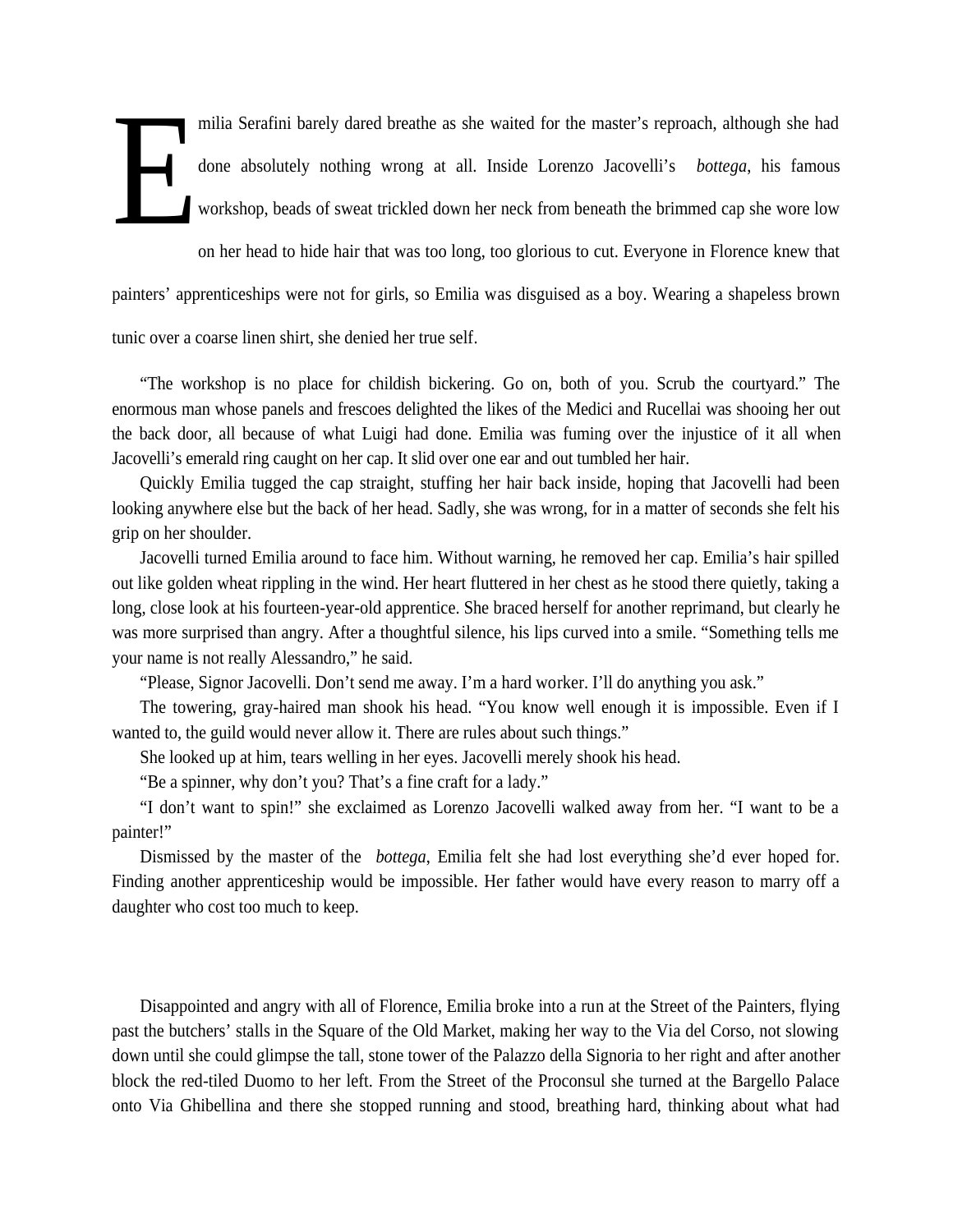Emilia Serafini barely dared breathe as she waited for the master's reproach, although she had done absolutely nothing wrong at all. Inside Lorenzo Jacovelli's *bottega*, his famous workshop, beads of sweat trickled down her neck from beneath the brimmed cap she wore low on her head to hide hair that was too long, too glorious to cut. Everyone in Florence knew that painters' apprenticeships were not for girls, so Emilia was disguised as a boy. Wearing a shapeless brown tunic over a coarse linen shirt, she denied her true self.

"The workshop is no place for childish bickering. Go on, both of you. Scrub the courtyard." The enormous man whose panels and frescoes delighted the likes of the Medici and Rucellai was shooing her out the back door, all because of what Luigi had done. Emilia was fuming over the injustice of it all when Jacovelli's emerald ring caught on her cap. It slid over one ear and out tumbled her hair.

Quickly Emilia tugged the cap straight, stuffing her hair back inside, hoping that Jacovelli had been looking anywhere else but the back of her head. Sadly, she was wrong, for in a matter of seconds she felt his grip on her shoulder.

Jacovelli turned Emilia around to face him. Without warning, he removed her cap. Emilia's hair spilled out like golden wheat rippling in the wind. Her heart fluttered in her chest as he stood there quietly, taking a long, close look at his fourteen-year-old apprentice. She braced herself for another reprimand, but clearly he was more surprised than angry. After a thoughtful silence, his lips curved into a smile. "Something tells me your name is not really Alessandro," he said.

"Please, Signor Jacovelli. Don't send me away. I'm a hard worker. I'll do anything you ask."

The towering, gray-haired man shook his head. "You know well enough it is impossible. Even if I wanted to, the guild would never allow it. There are rules about such things."

She looked up at him, tears welling in her eyes. Jacovelli merely shook his head.

"Be a spinner, why don't you? That's a fine craft for a lady."

"I don't want to spin!" she exclaimed as Lorenzo Jacovelli walked away from her. "I want to be a painter!"

Dismissed by the master of the *bottega*, Emilia felt she had lost everything she'd ever hoped for. Finding another apprenticeship would be impossible. Her father would have every reason to marry off a daughter who cost too much to keep.

Disappointed and angry with all of Florence, Emilia broke into a run at the Street of the Painters, flying past the butchers' stalls in the Square of the Old Market, making her way to the Via del Corso, not slowing down until she could glimpse the tall, stone tower of the Palazzo della Signoria to her right and after another block the red-tiled Duomo to her left. From the Street of the Proconsul she turned at the Bargello Palace onto Via Ghibellina and there she stopped running and stood, breathing hard, thinking about what had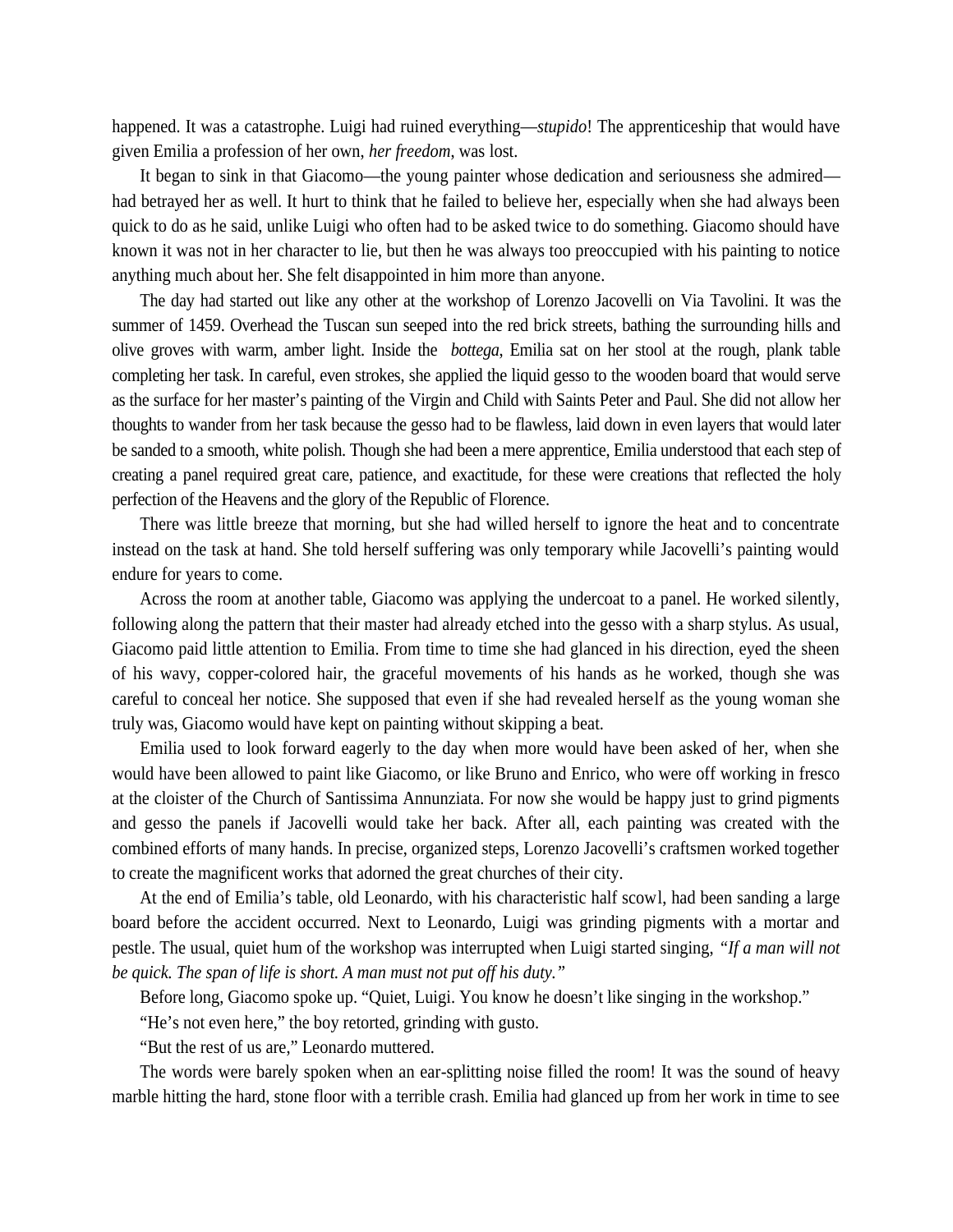happened. It was a catastrophe. Luigi had ruined everything—*stupido*! The apprenticeship that would have given Emilia a profession of her own, *her freedom*, was lost.

It began to sink in that Giacomo—the young painter whose dedication and seriousness she admired—had betrayed her as well. It hurt to think that he failed to believe her, especially when she had always been quick to do as he said, unlike Luigi who often had to be asked twice to do something. Giacomo should have known it was not in her character to lie, but then he was always too preoccupied with his painting to notice anything much about her. She felt disappointed in him more than anyone.

The day had started out like any other at the workshop of Lorenzo Jacovelli on Via Tavolini. It was the summer of 1459. Overhead the Tuscan sun seeped into the red brick streets, bathing the surrounding hills and olive groves with warm, amber light. Inside the *bottega*, Emilia sat on her stool at the rough, plank table completing her task. In careful, even strokes, she applied the liquid gesso to the wooden board that would serve as the surface for her master's painting of the Virgin and Child with Saints Peter and Paul. She did not allow her thoughts to wander from her task because the gesso had to be flawless, laid down in even layers that would later be sanded to a smooth, white polish. Though she had been a mere apprentice, Emilia understood that each step of creating a panel required great care, patience, and exactitude, for these were creations that reflected the holy perfection of the Heavens and the glory of the Republic of Florence.

There was little breeze that morning, but she had willed herself to ignore the heat and to concentrate instead on the task at hand. She told herself suffering was only temporary while Jacovelli's painting would endure for years to come.

Across the room at another table, Giacomo was applying the undercoat to a panel. He worked silently, following along the pattern that their master had already etched into the gesso with a sharp stylus. As usual, Giacomo paid little attention to Emilia. From time to time she had glanced in his direction, eyed the sheen of his wavy, copper-colored hair, the graceful movements of his hands as he worked, though she was careful to conceal her notice. She supposed that even if she had revealed herself as the young woman she truly was, Giacomo would have kept on painting without skipping a beat.

Emilia used to look forward eagerly to the day when more would have been asked of her, when she would have been allowed to paint like Giacomo, or like Bruno and Enrico, who were off working in fresco at the cloister of the Church of Santissima Annunziata. For now she would be happy just to grind pigments and gesso the panels if Jacovelli would take her back. After all, each painting was created with the combined efforts of many hands. In precise, organized steps, Lorenzo Jacovelli's craftsmen worked together to create the magnificent works that adorned the great churches of their city.

At the end of Emilia's table, old Leonardo, with his characteristic half scowl, had been sanding a large board before the accident occurred. Next to Leonardo, Luigi was grinding pigments with a mortar and pestle. The usual, quiet hum of the workshop was interrupted when Luigi started singing, *"If a man will not be quick. The span of life is short. A man must not put off his duty."*

Before long, Giacomo spoke up. "Quiet, Luigi. You know he doesn't like singing in the workshop."

"He's not even here," the boy retorted, grinding with gusto.

"But the rest of us are," Leonardo muttered.

The words were barely spoken when an ear-splitting noise filled the room! It was the sound of heavy marble hitting the hard, stone floor with a terrible crash. Emilia had glanced up from her work in time to see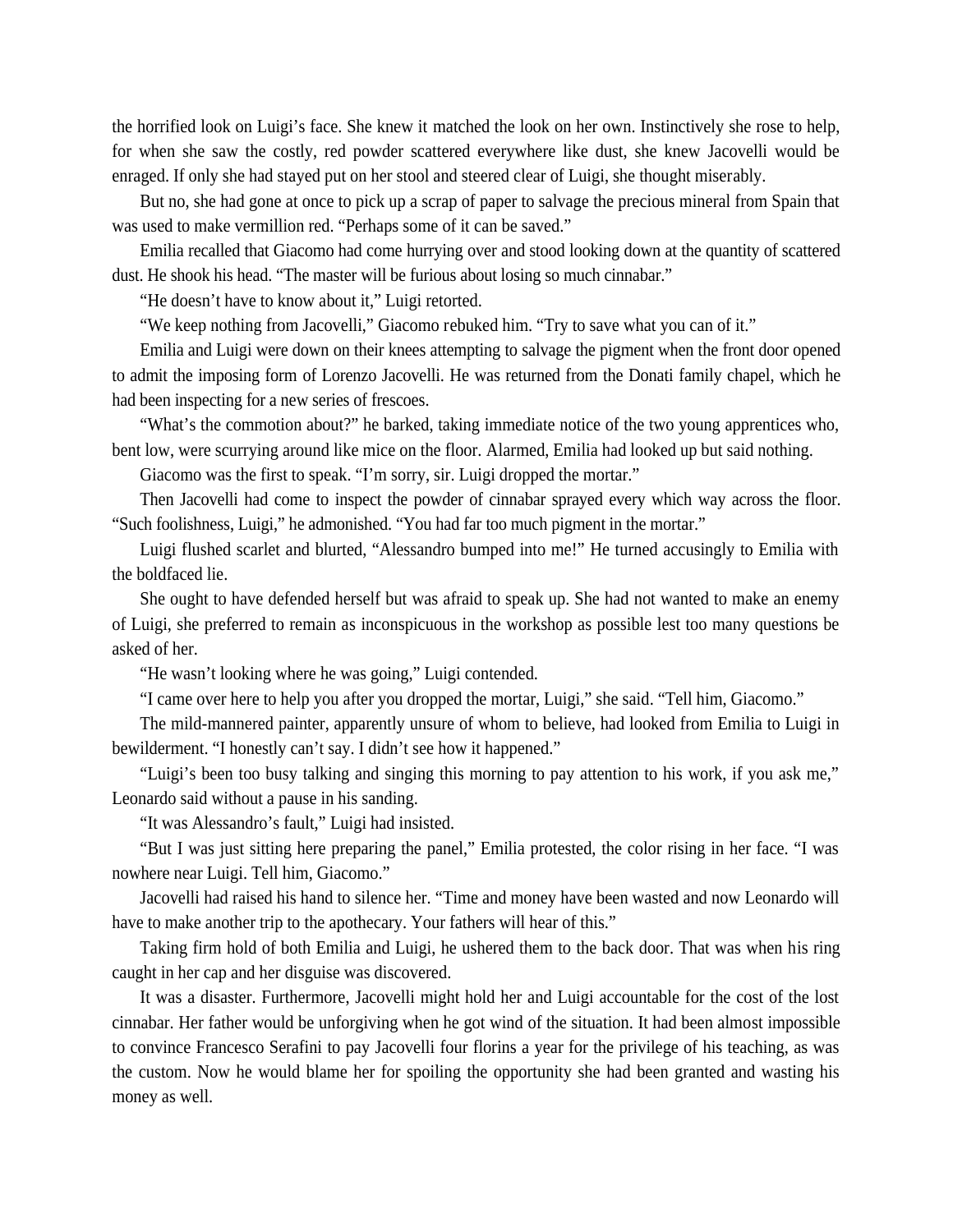the horrified look on Luigi's face. She knew it matched the look on her own. Instinctively she rose to help, for when she saw the costly, red powder scattered everywhere like dust, she knew Jacovelli would be enraged. If only she had stayed put on her stool and steered clear of Luigi, she thought miserably.

But no, she had gone at once to pick up a scrap of paper to salvage the precious mineral from Spain that was used to make vermillion red. "Perhaps some of it can be saved."

Emilia recalled that Giacomo had come hurrying over and stood looking down at the quantity of scattered dust. He shook his head. "The master will be furious about losing so much cinnabar."

"He doesn't have to know about it," Luigi retorted.

"We keep nothing from Jacovelli," Giacomo rebuked him. "Try to save what you can of it."

Emilia and Luigi were down on their knees attempting to salvage the pigment when the front door opened to admit the imposing form of Lorenzo Jacovelli. He was returned from the Donati family chapel, which he had been inspecting for a new series of frescoes.

"What's the commotion about?" he barked, taking immediate notice of the two young apprentices who, bent low, were scurrying around like mice on the floor. Alarmed, Emilia had looked up but said nothing.

Giacomo was the first to speak. "I'm sorry, sir. Luigi dropped the mortar."

Then Jacovelli had come to inspect the powder of cinnabar sprayed every which way across the floor. "Such foolishness, Luigi," he admonished. "You had far too much pigment in the mortar."

Luigi flushed scarlet and blurted, "Alessandro bumped into me!" He turned accusingly to Emilia with the boldfaced lie.

She ought to have defended herself but was afraid to speak up. She had not wanted to make an enemy of Luigi, she preferred to remain as inconspicuous in the workshop as possible lest too many questions be asked of her.

"He wasn't looking where he was going," Luigi contended.

"I came over here to help you after you dropped the mortar, Luigi," she said. "Tell him, Giacomo."

The mild-mannered painter, apparently unsure of whom to believe, had looked from Emilia to Luigi in bewilderment. "I honestly can't say. I didn't see how it happened."

"Luigi's been too busy talking and singing this morning to pay attention to his work, if you ask me," Leonardo said without a pause in his sanding.

"It was Alessandro's fault," Luigi had insisted.

"But I was just sitting here preparing the panel," Emilia protested, the color rising in her face. "I was nowhere near Luigi. Tell him, Giacomo."

Jacovelli had raised his hand to silence her. "Time and money have been wasted and now Leonardo will have to make another trip to the apothecary. Your fathers will hear of this."

Taking firm hold of both Emilia and Luigi, he ushered them to the back door. That was when his ring caught in her cap and her disguise was discovered.

It was a disaster. Furthermore, Jacovelli might hold her and Luigi accountable for the cost of the lost cinnabar. Her father would be unforgiving when he got wind of the situation. It had been almost impossible to convince Francesco Serafini to pay Jacovelli four florins a year for the privilege of his teaching, as was the custom. Now he would blame her for spoiling the opportunity she had been granted and wasting his money as well.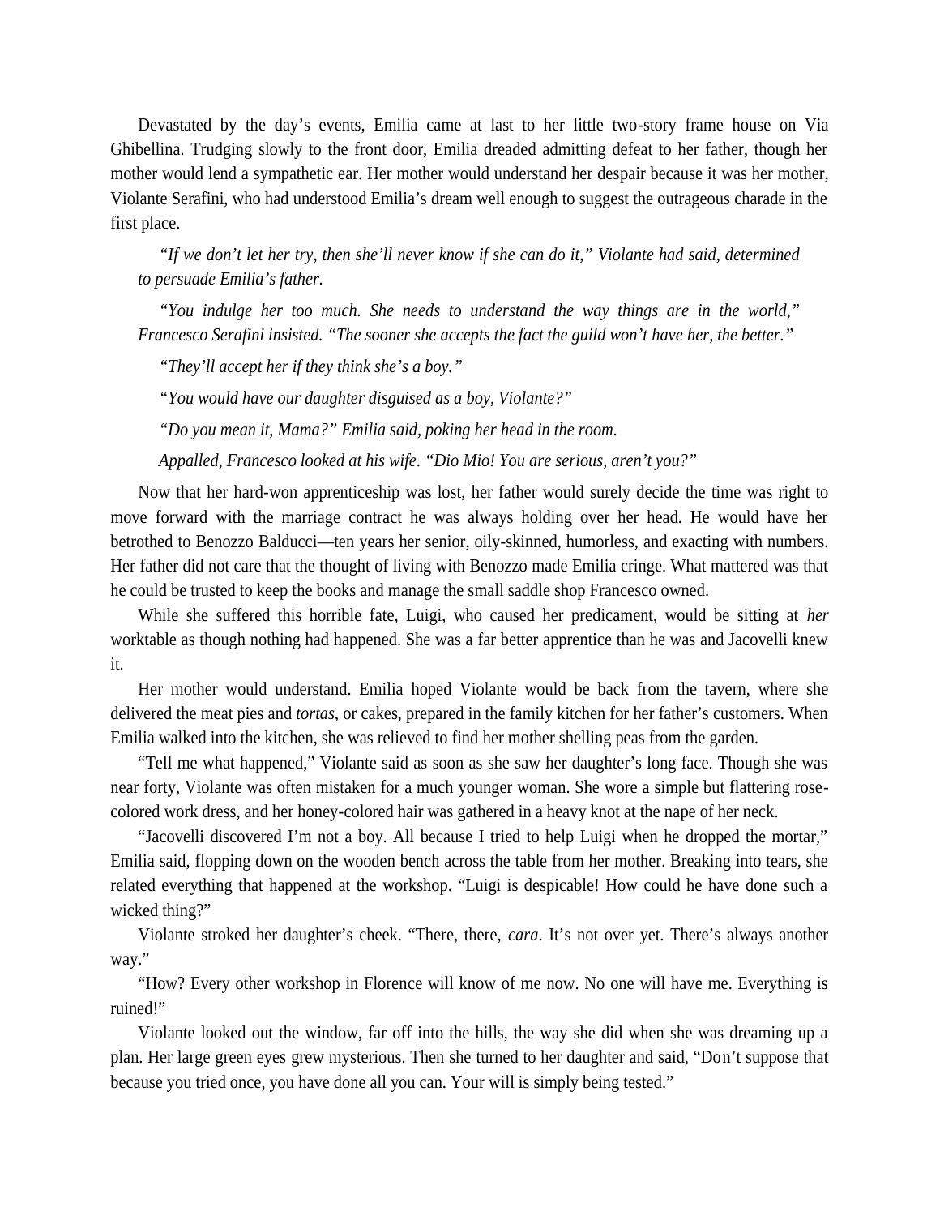Devastated by the day's events, Emilia came at last to her little two-story frame house on Via Ghibellina. Trudging slowly to the front door, Emilia dreaded admitting defeat to her father, though her mother would lend a sympathetic ear. Her mother would understand her despair because it was her mother, Violante Serafini, who had understood Emilia's dream well enough to suggest the outrageous charade in the first place.

> *"If we don't let her try, then she'll never know if she can do it," Violante had said, determined to persuade Emilia's father.*
>
> *"You indulge her too much. She needs to understand the way things are in the world," Francesco Serafini insisted. "The sooner she accepts the fact the guild won't have her, the better."*
>
> *"They'll accept her if they think she's a boy."*
>
> *"You would have our daughter disguised as a boy, Violante?"*
>
> *"Do you mean it, Mama?" Emilia said, poking her head in the room.*
>
> *Appalled, Francesco looked at his wife. "Dio Mio! You are serious, aren't you?"*

Now that her hard-won apprenticeship was lost, her father would surely decide the time was right to move forward with the marriage contract he was always holding over her head. He would have her betrothed to Benozzo Balducci—ten years her senior, oily-skinned, humorless, and exacting with numbers. Her father did not care that the thought of living with Benozzo made Emilia cringe. What mattered was that he could be trusted to keep the books and manage the small saddle shop Francesco owned.

While she suffered this horrible fate, Luigi, who caused her predicament, would be sitting at *her* worktable as though nothing had happened. She was a far better apprentice than he was and Jacovelli knew it.

Her mother would understand. Emilia hoped Violante would be back from the tavern, where she delivered the meat pies and *tortas*, or cakes, prepared in the family kitchen for her father's customers. When Emilia walked into the kitchen, she was relieved to find her mother shelling peas from the garden.

"Tell me what happened," Violante said as soon as she saw her daughter's long face. Though she was near forty, Violante was often mistaken for a much younger woman. She wore a simple but flattering rose-colored work dress, and her honey-colored hair was gathered in a heavy knot at the nape of her neck.

"Jacovelli discovered I'm not a boy. All because I tried to help Luigi when he dropped the mortar," Emilia said, flopping down on the wooden bench across the table from her mother. Breaking into tears, she related everything that happened at the workshop. "Luigi is despicable! How could he have done such a wicked thing?"

Violante stroked her daughter's cheek. "There, there, *cara*. It's not over yet. There's always another way."

"How? Every other workshop in Florence will know of me now. No one will have me. Everything is ruined!"

Violante looked out the window, far off into the hills, the way she did when she was dreaming up a plan. Her large green eyes grew mysterious. Then she turned to her daughter and said, "Don't suppose that because you tried once, you have done all you can. Your will is simply being tested."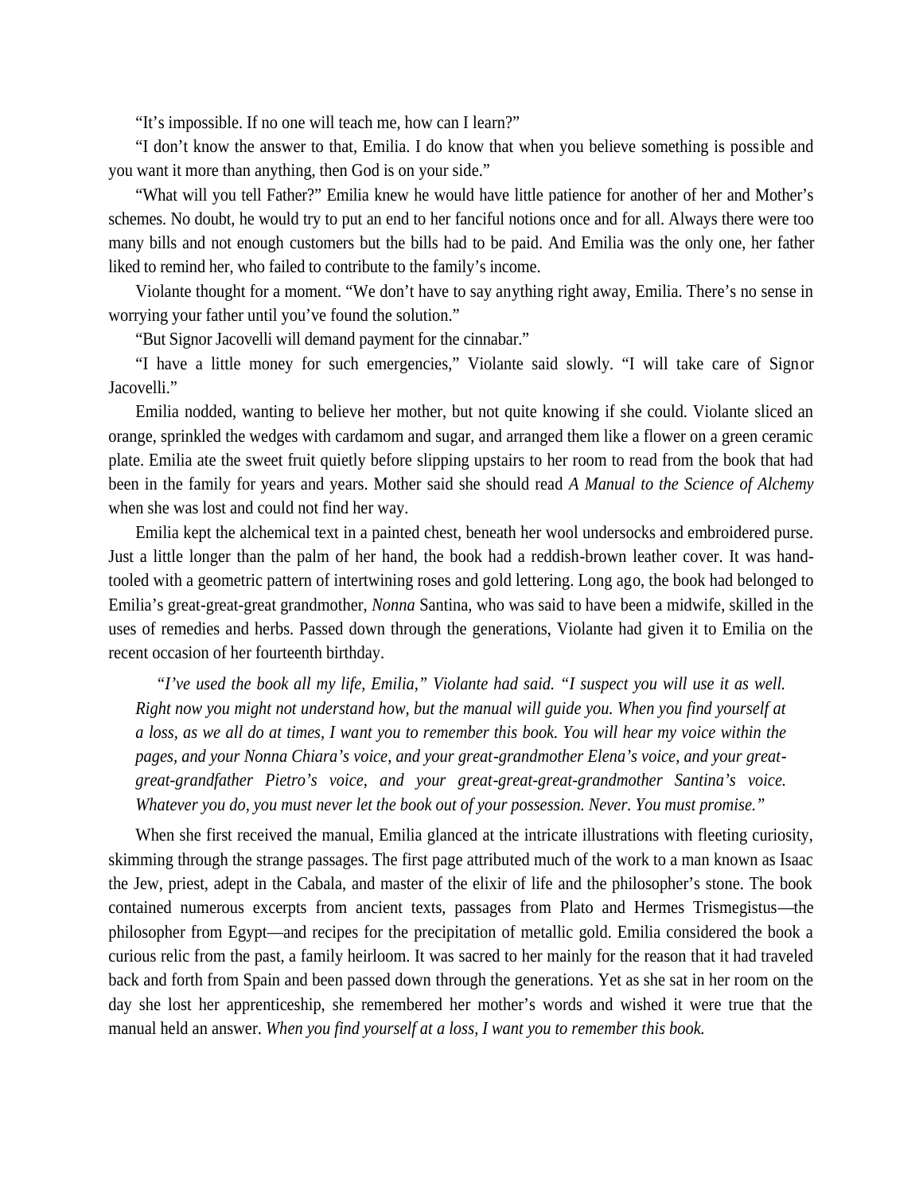"It's impossible. If no one will teach me, how can I learn?"

"I don't know the answer to that, Emilia. I do know that when you believe something is possible and you want it more than anything, then God is on your side."

"What will you tell Father?" Emilia knew he would have little patience for another of her and Mother's schemes. No doubt, he would try to put an end to her fanciful notions once and for all. Always there were too many bills and not enough customers but the bills had to be paid. And Emilia was the only one, her father liked to remind her, who failed to contribute to the family's income.

Violante thought for a moment. "We don't have to say anything right away, Emilia. There's no sense in worrying your father until you've found the solution."

"But Signor Jacovelli will demand payment for the cinnabar."

"I have a little money for such emergencies," Violante said slowly. "I will take care of Signor Jacovelli."

Emilia nodded, wanting to believe her mother, but not quite knowing if she could. Violante sliced an orange, sprinkled the wedges with cardamom and sugar, and arranged them like a flower on a green ceramic plate. Emilia ate the sweet fruit quietly before slipping upstairs to her room to read from the book that had been in the family for years and years. Mother said she should read *A Manual to the Science of Alchemy* when she was lost and could not find her way.

Emilia kept the alchemical text in a painted chest, beneath her wool undersocks and embroidered purse. Just a little longer than the palm of her hand, the book had a reddish-brown leather cover. It was hand-tooled with a geometric pattern of intertwining roses and gold lettering. Long ago, the book had belonged to Emilia's great-great-great grandmother, *Nonna* Santina, who was said to have been a midwife, skilled in the uses of remedies and herbs. Passed down through the generations, Violante had given it to Emilia on the recent occasion of her fourteenth birthday.

> *"I've used the book all my life, Emilia," Violante had said. "I suspect you will use it as well. Right now you might not understand how, but the manual will guide you. When you find yourself at a loss, as we all do at times, I want you to remember this book. You will hear my voice within the pages, and your Nonna Chiara's voice, and your great-grandmother Elena's voice, and your great-great-grandfather Pietro's voice, and your great-great-great-grandmother Santina's voice. Whatever you do, you must never let the book out of your possession. Never. You must promise."*

When she first received the manual, Emilia glanced at the intricate illustrations with fleeting curiosity, skimming through the strange passages. The first page attributed much of the work to a man known as Isaac the Jew, priest, adept in the Cabala, and master of the elixir of life and the philosopher's stone. The book contained numerous excerpts from ancient texts, passages from Plato and Hermes Trismegistus—the philosopher from Egypt—and recipes for the precipitation of metallic gold. Emilia considered the book a curious relic from the past, a family heirloom. It was sacred to her mainly for the reason that it had traveled back and forth from Spain and been passed down through the generations. Yet as she sat in her room on the day she lost her apprenticeship, she remembered her mother's words and wished it were true that the manual held an answer. *When you find yourself at a loss, I want you to remember this book.*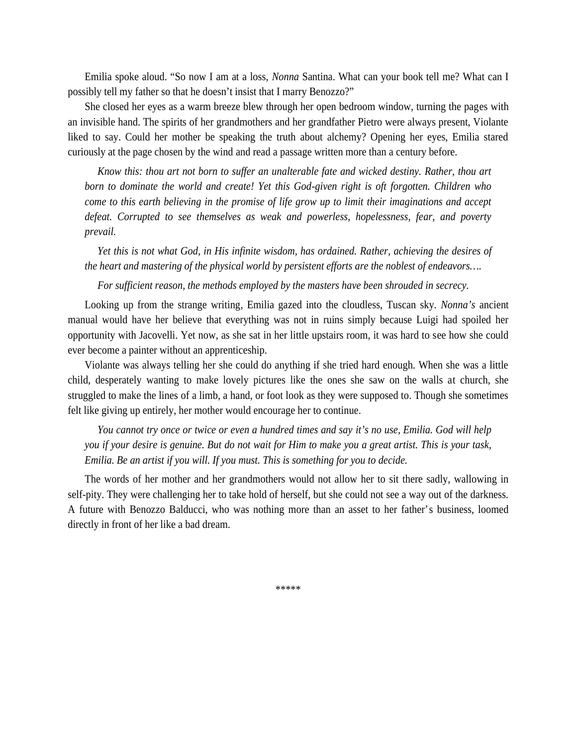Emilia spoke aloud. “So now I am at a loss, *Nonna* Santina. What can your book tell me? What can I possibly tell my father so that he doesn’t insist that I marry Benozzo?”

She closed her eyes as a warm breeze blew through her open bedroom window, turning the pages with an invisible hand. The spirits of her grandmothers and her grandfather Pietro were always present, Violante liked to say. Could her mother be speaking the truth about alchemy? Opening her eyes, Emilia stared curiously at the page chosen by the wind and read a passage written more than a century before.

> *Know this: thou art not born to suffer an unalterable fate and wicked destiny. Rather, thou art born to dominate the world and create! Yet this God-given right is oft forgotten. Children who come to this earth believing in the promise of life grow up to limit their imaginations and accept defeat. Corrupted to see themselves as weak and powerless, hopelessness, fear, and poverty prevail.*
>
> *Yet this is not what God, in His infinite wisdom, has ordained. Rather, achieving the desires of the heart and mastering of the physical world by persistent efforts are the noblest of endeavors….*
>
> *For sufficient reason, the methods employed by the masters have been shrouded in secrecy.*

Looking up from the strange writing, Emilia gazed into the cloudless, Tuscan sky. *Nonna’s* ancient manual would have her believe that everything was not in ruins simply because Luigi had spoiled her opportunity with Jacovelli. Yet now, as she sat in her little upstairs room, it was hard to see how she could ever become a painter without an apprenticeship.

Violante was always telling her she could do anything if she tried hard enough. When she was a little child, desperately wanting to make lovely pictures like the ones she saw on the walls at church, she struggled to make the lines of a limb, a hand, or foot look as they were supposed to. Though she sometimes felt like giving up entirely, her mother would encourage her to continue.

> *You cannot try once or twice or even a hundred times and say it’s no use, Emilia. God will help you if your desire is genuine. But do not wait for Him to make you a great artist. This is your task, Emilia. Be an artist if you will. If you must. This is something for you to decide.*

The words of her mother and her grandmothers would not allow her to sit there sadly, wallowing in self-pity. They were challenging her to take hold of herself, but she could not see a way out of the darkness. A future with Benozzo Balducci, who was nothing more than an asset to her father’s business, loomed directly in front of her like a bad dream.

*****